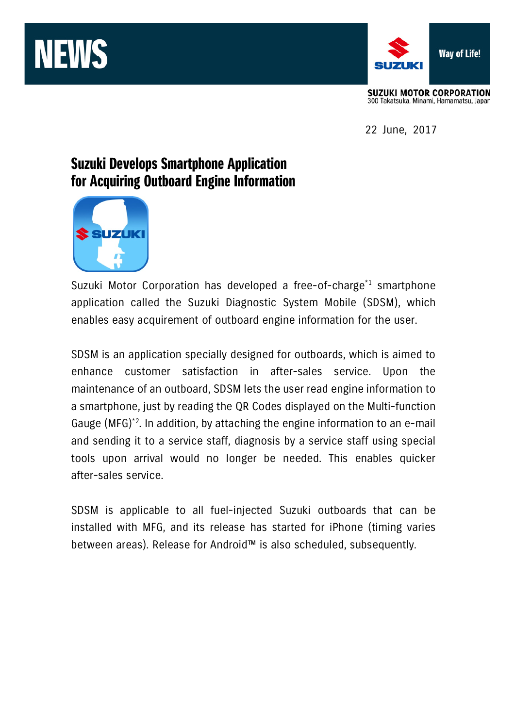NEWS

SUZUKI MOTOR CORPORATION
300 Takatsuka, Minami, Hamamatsu, Japan

22 June, 2017

# Suzuki Develops Smartphone Application for Acquiring Outboard Engine Information

Suzuki Motor Corporation has developed a free-of-charge[*1] smartphone application called the Suzuki Diagnostic System Mobile (SDSM), which enables easy acquirement of outboard engine information for the user.

SDSM is an application specially designed for outboards, which is aimed to enhance customer satisfaction in after-sales service. Upon the maintenance of an outboard, SDSM lets the user read engine information to a smartphone, just by reading the QR Codes displayed on the Multi-function Gauge (MFG)[*2]. In addition, by attaching the engine information to an e-mail and sending it to a service staff, diagnosis by a service staff using special tools upon arrival would no longer be needed. This enables quicker after-sales service.

SDSM is applicable to all fuel-injected Suzuki outboards that can be installed with MFG, and its release has started for iPhone (timing varies between areas). Release for Android™ is also scheduled, subsequently.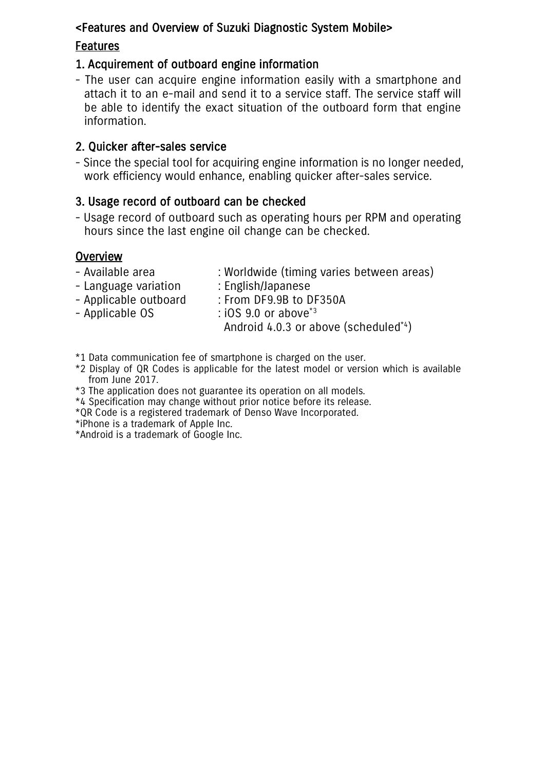## <Features and Overview of Suzuki Diagnostic System Mobile>

### Features

#### 1. Acquirement of outboard engine information

- The user can acquire engine information easily with a smartphone and attach it to an e-mail and send it to a service staff. The service staff will be able to identify the exact situation of the outboard form that engine information.

#### 2. Quicker after-sales service

- Since the special tool for acquiring engine information is no longer needed, work efficiency would enhance, enabling quicker after-sales service.

#### 3. Usage record of outboard can be checked

- Usage record of outboard such as operating hours per RPM and operating hours since the last engine oil change can be checked.

### Overview

- Available area : Worldwide (timing varies between areas)
- Language variation : English/Japanese
- Applicable outboard : From DF9.9B to DF350A
- Applicable OS : iOS 9.0 or above[*3]
  Android 4.0.3 or above (scheduled[*4])

*1 Data communication fee of smartphone is charged on the user.
*2 Display of QR Codes is applicable for the latest model or version which is available from June 2017.
*3 The application does not guarantee its operation on all models.
*4 Specification may change without prior notice before its release.
*QR Code is a registered trademark of Denso Wave Incorporated.
*iPhone is a trademark of Apple Inc.
*Android is a trademark of Google Inc.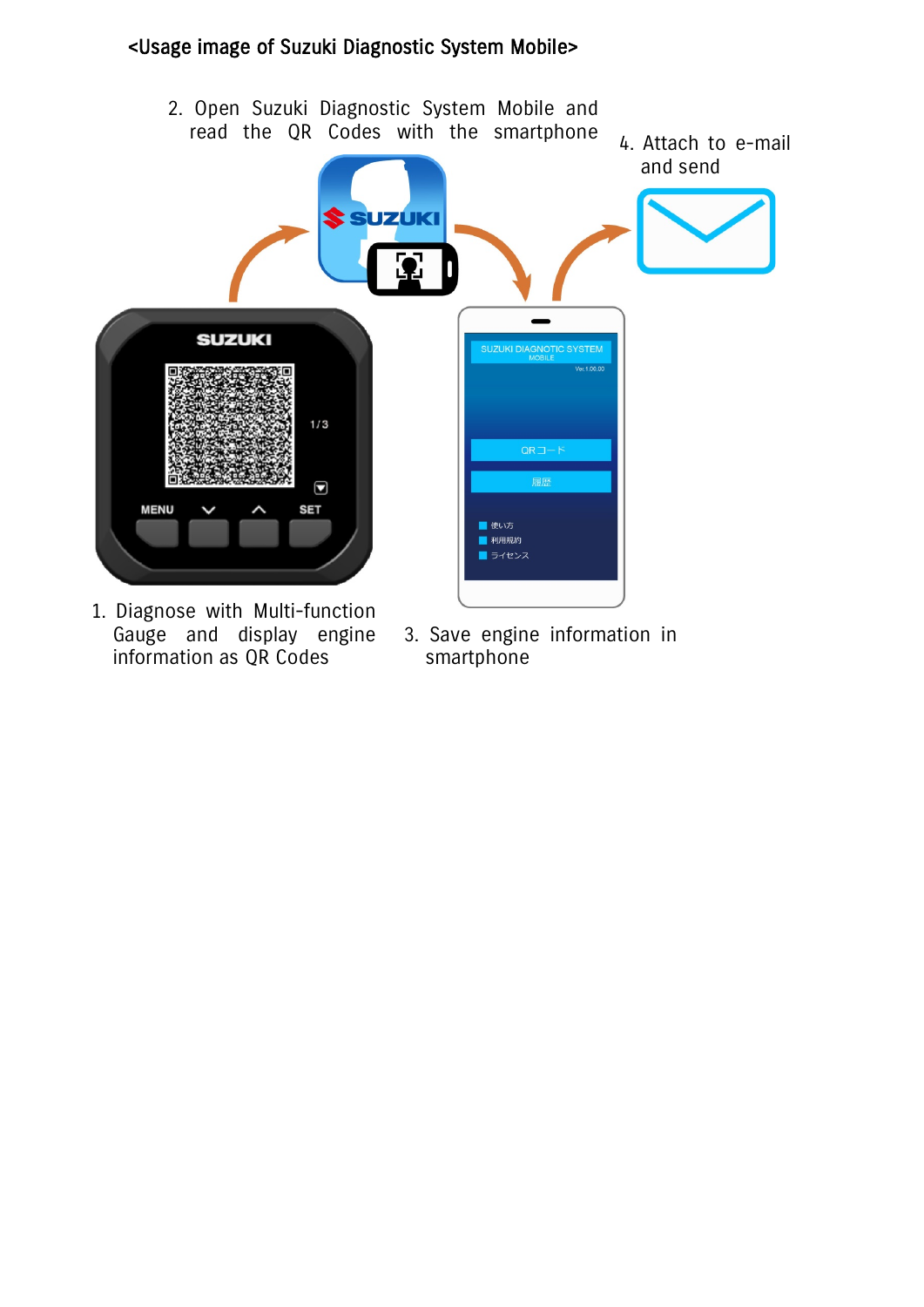<Usage image of Suzuki Diagnostic System Mobile>

2. Open Suzuki Diagnostic System Mobile and read the QR Codes with the smartphone

4. Attach to e-mail and send

SUZUKI

1/3

MENU

SET

SUZUKI DIAGNOTIC SYSTEM MOBILE

Ver.1.00.00

QRコード

履歴

使い方

利用規約

ライセンス

1. Diagnose with Multi-function Gauge and display engine information as QR Codes

3. Save engine information in smartphone